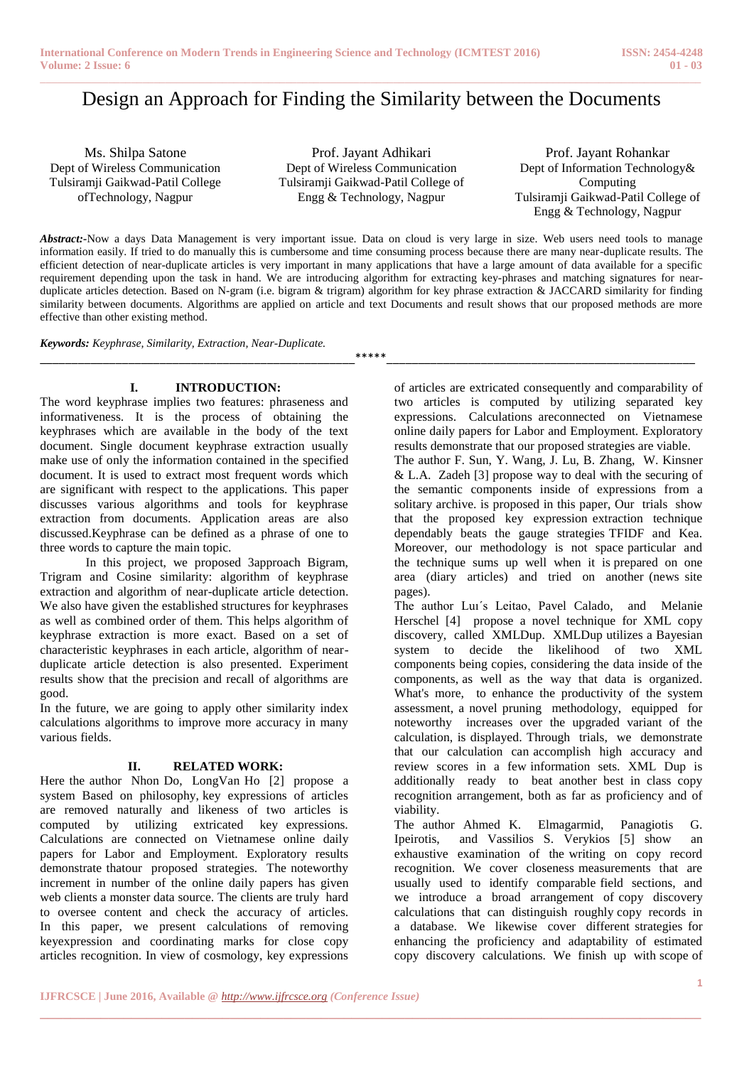# Design an Approach for Finding the Similarity between the Documents

Ms. Shilpa Satone
Dept of Wireless Communication
Tulsiramji Gaikwad-Patil College ofTechnology, Nagpur

Prof. Jayant Adhikari
Dept of Wireless Communication
Tulsiramji Gaikwad-Patil College of Engg & Technology, Nagpur

Prof. Jayant Rohankar
Dept of Information Technology& Computing
Tulsiramji Gaikwad-Patil College of Engg & Technology, Nagpur

***Abstract:-***Now a days Data Management is very important issue. Data on cloud is very large in size. Web users need tools to manage information easily. If tried to do manually this is cumbersome and time consuming process because there are many near-duplicate results. The efficient detection of near-duplicate articles is very important in many applications that have a large amount of data available for a specific requirement depending upon the task in hand. We are introducing algorithm for extracting key-phrases and matching signatures for near-duplicate articles detection. Based on N-gram (i.e. bigram & trigram) algorithm for key phrase extraction & JACCARD similarity for finding similarity between documents. Algorithms are applied on article and text Documents and result shows that our proposed methods are more effective than other existing method.

***Keywords:*** *Keyphrase, Similarity, Extraction, Near-Duplicate.*

*****

## I. INTRODUCTION:

The word keyphrase implies two features: phraseness and informativeness. It is the process of obtaining the keyphrases which are available in the body of the text document. Single document keyphrase extraction usually make use of only the information contained in the specified document. It is used to extract most frequent words which are significant with respect to the applications. This paper discusses various algorithms and tools for keyphrase extraction from documents. Application areas are also discussed.Keyphrase can be defined as a phrase of one to three words to capture the main topic.

In this project, we proposed 3approach Bigram, Trigram and Cosine similarity: algorithm of keyphrase extraction and algorithm of near-duplicate article detection. We also have given the established structures for keyphrases as well as combined order of them. This helps algorithm of keyphrase extraction is more exact. Based on a set of characteristic keyphrases in each article, algorithm of near-duplicate article detection is also presented. Experiment results show that the precision and recall of algorithms are good.

In the future, we are going to apply other similarity index calculations algorithms to improve more accuracy in many various fields.

## II. RELATED WORK:

Here the author Nhon Do, LongVan Ho [2] propose a system Based on philosophy, key expressions of articles are removed naturally and likeness of two articles is computed by utilizing extricated key expressions. Calculations are connected on Vietnamese online daily papers for Labor and Employment. Exploratory results demonstrate thatour proposed strategies. The noteworthy increment in number of the online daily papers has given web clients a monster data source. The clients are truly hard to oversee content and check the accuracy of articles. In this paper, we present calculations of removing keyexpression and coordinating marks for close copy articles recognition. In view of cosmology, key expressions of articles are extricated consequently and comparability of two articles is computed by utilizing separated key expressions. Calculations areconnected on Vietnamese online daily papers for Labor and Employment. Exploratory results demonstrate that our proposed strategies are viable.

The author F. Sun, Y. Wang, J. Lu, B. Zhang, W. Kinsner & L.A. Zadeh [3] propose way to deal with the securing of the semantic components inside of expressions from a solitary archive. is proposed in this paper, Our trials show that the proposed key expression extraction technique dependably beats the gauge strategies TFIDF and Kea. Moreover, our methodology is not space particular and the technique sums up well when it is prepared on one area (diary articles) and tried on another (news site pages).

The author Luı´s Leitao, Pavel Calado, and Melanie Herschel [4] propose a novel technique for XML copy discovery, called XMLDup. XMLDup utilizes a Bayesian system to decide the likelihood of two XML components being copies, considering the data inside of the components, as well as the way that data is organized. What's more, to enhance the productivity of the system assessment, a novel pruning methodology, equipped for noteworthy increases over the upgraded variant of the calculation, is displayed. Through trials, we demonstrate that our calculation can accomplish high accuracy and review scores in a few information sets. XML Dup is additionally ready to beat another best in class copy recognition arrangement, both as far as proficiency and of viability.

The author Ahmed K. Elmagarmid, Panagiotis G. Ipeirotis, and Vassilios S. Verykios [5] show an exhaustive examination of the writing on copy record recognition. We cover closeness measurements that are usually used to identify comparable field sections, and we introduce a broad arrangement of copy discovery calculations that can distinguish roughly copy records in a database. We likewise cover different strategies for enhancing the proficiency and adaptability of estimated copy discovery calculations. We finish up with scope of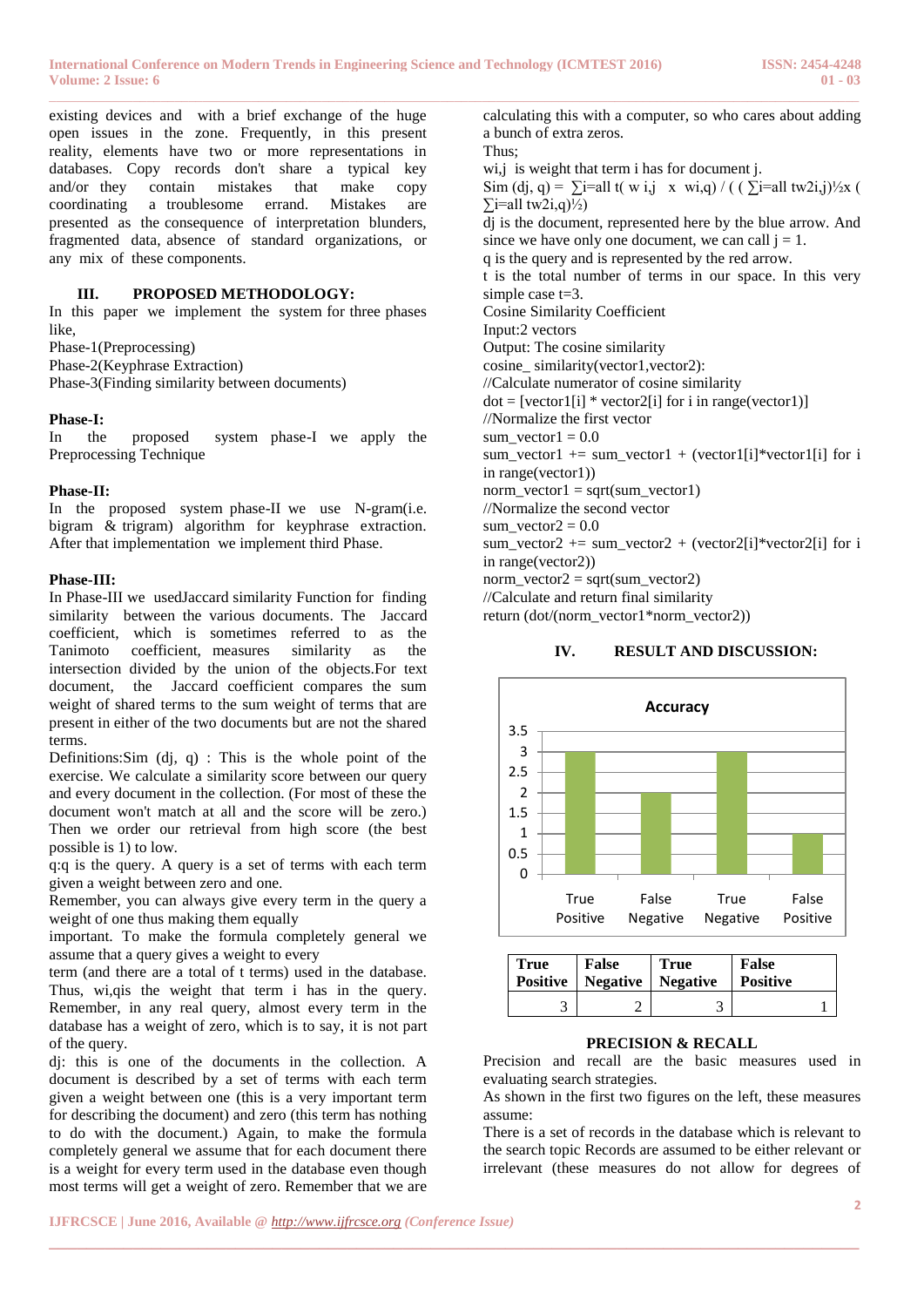existing devices and with a brief exchange of the huge open issues in the zone. Frequently, in this present reality, elements have two or more representations in databases. Copy records don't share a typical key and/or they contain mistakes that make copy coordinating a troublesome errand. Mistakes are presented as the consequence of interpretation blunders, fragmented data, absence of standard organizations, or any mix of these components.

## III. PROPOSED METHODOLOGY:

In this paper we implement the system for three phases like,

Phase-1(Preprocessing)

Phase-2(Keyphrase Extraction)

Phase-3(Finding similarity between documents)

**Phase-I:**

In the proposed system phase-I we apply the Preprocessing Technique

**Phase-II:**

In the proposed system phase-II we use N-gram(i.e. bigram & trigram) algorithm for keyphrase extraction. After that implementation we implement third Phase.

**Phase-III:**

In Phase-III we usedJaccard similarity Function for finding similarity between the various documents. The Jaccard coefficient, which is sometimes referred to as the Tanimoto coefficient, measures similarity as the intersection divided by the union of the objects.For text document, the Jaccard coefficient compares the sum weight of shared terms to the sum weight of terms that are present in either of the two documents but are not the shared terms.

Definitions:Sim (dj, q) : This is the whole point of the exercise. We calculate a similarity score between our query and every document in the collection. (For most of these the document won't match at all and the score will be zero.) Then we order our retrieval from high score (the best possible is 1) to low.

q:q is the query. A query is a set of terms with each term given a weight between zero and one.

Remember, you can always give every term in the query a weight of one thus making them equally important. To make the formula completely general we assume that a query gives a weight to every term (and there are a total of t terms) used in the database. Thus, wi,qis the weight that term i has in the query. Remember, in any real query, almost every term in the database has a weight of zero, which is to say, it is not part of the query.

dj: this is one of the documents in the collection. A document is described by a set of terms with each term given a weight between one (this is a very important term for describing the document) and zero (this term has nothing to do with the document.) Again, to make the formula completely general we assume that for each document there is a weight for every term used in the database even though most terms will get a weight of zero. Remember that we are calculating this with a computer, so who cares about adding a bunch of extra zeros.

Thus;

wi,j is weight that term i has for document j.

$$Sim(d_j, q) = \sum_{i=all}^{t} (w_{i,j} \times w_{i,q}) \,/\, \left( \left(\sum_{i=all} tw^2_{i,j}\right)^{1/2} \times \left(\sum_{i=all} tw^2_{i,q}\right)^{1/2} \right)$$

dj is the document, represented here by the blue arrow. And since we have only one document, we can call j = 1.

q is the query and is represented by the red arrow.

t is the total number of terms in our space. In this very simple case t=3.

```
Cosine Similarity Coefficient
Input:2 vectors
Output: The cosine similarity
cosine_ similarity(vector1,vector2):
//Calculate numerator of cosine similarity
dot = [vector1[i] * vector2[i] for i in range(vector1)]
//Normalize the first vector
sum_vector1 = 0.0
sum_vector1 += sum_vector1 + (vector1[i]*vector1[i] for i in range(vector1))
norm_vector1 = sqrt(sum_vector1)
//Normalize the second vector
sum_vector2 = 0.0
sum_vector2 += sum_vector2 + (vector2[i]*vector2[i] for i in range(vector2))
norm_vector2 = sqrt(sum_vector2)
//Calculate and return final similarity
return (dot/(norm_vector1*norm_vector2))
```

## IV. RESULT AND DISCUSSION:

| Accuracy | Value |
|---|---|
| True Positive | 3 |
| False Negative | 2 |
| True Negative | 3 |
| False Positive | 1 |

| True Positive | False Negative | True Negative | False Positive |
|---|---|---|---|
| 3 | 2 | 3 | 1 |

### PRECISION & RECALL

Precision and recall are the basic measures used in evaluating search strategies.

As shown in the first two figures on the left, these measures assume:

There is a set of records in the database which is relevant to the search topic Records are assumed to be either relevant or irrelevant (these measures do not allow for degrees of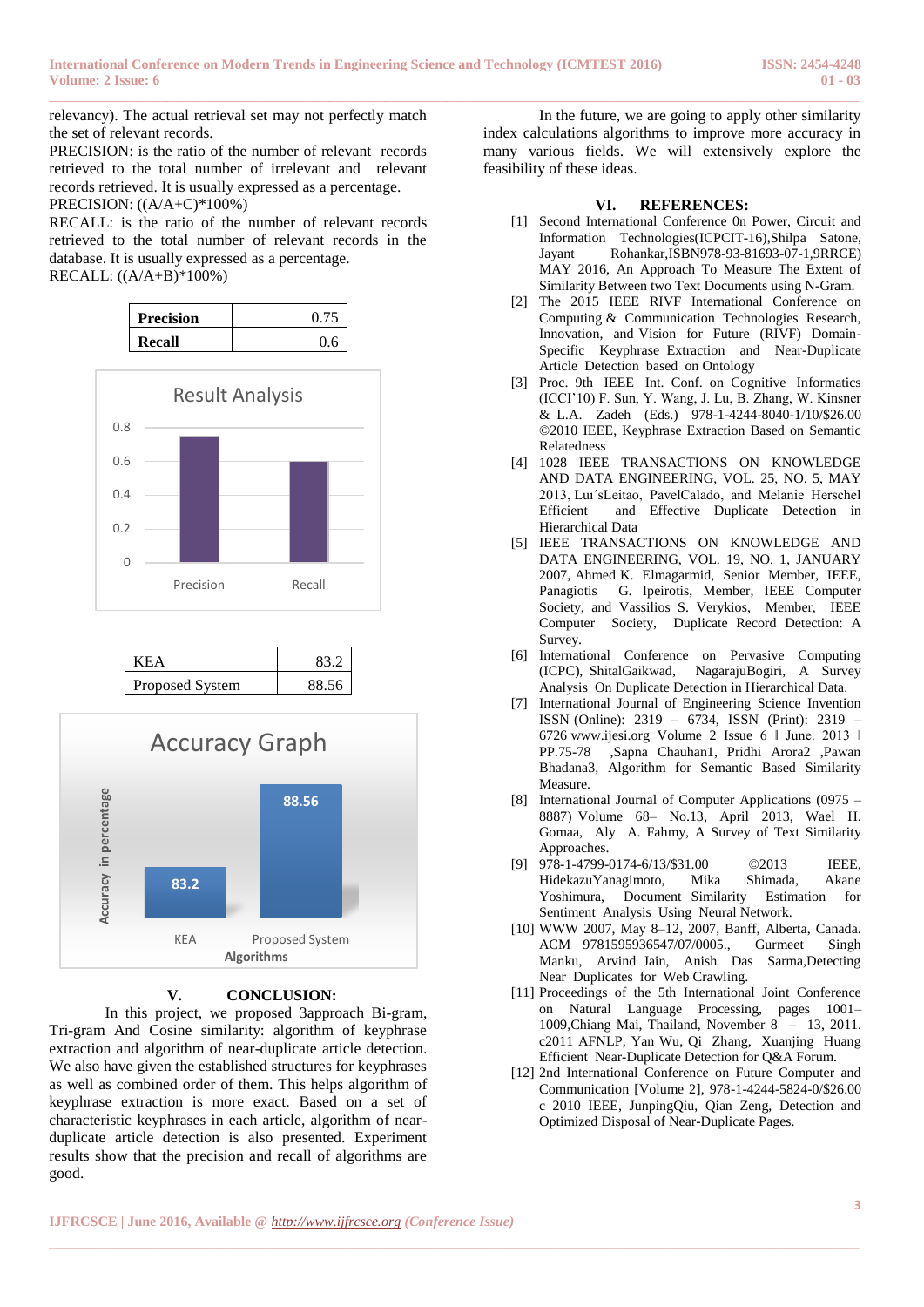relevancy). The actual retrieval set may not perfectly match the set of relevant records.

PRECISION: is the ratio of the number of relevant records retrieved to the total number of irrelevant and relevant records retrieved. It is usually expressed as a percentage.

PRECISION: ((A/A+C)*100%)

RECALL: is the ratio of the number of relevant records retrieved to the total number of relevant records in the database. It is usually expressed as a percentage.

RECALL: ((A/A+B)*100%)

| | |
|---|---|
| **Precision** | 0.75 |
| **Recall** | 0.6 |

Result Analysis

0.8
0.6
0.4
0.2
0

Precision
Recall

| | |
|---|---|
| KEA | 83.2 |
| Proposed System | 88.56 |

Accuracy Graph

Accuracy in percentage

88.56
83.2

KEA
Proposed System

Algorithms

## V. CONCLUSION:

In this project, we proposed 3approach Bi-gram, Tri-gram And Cosine similarity: algorithm of keyphrase extraction and algorithm of near-duplicate article detection. We also have given the established structures for keyphrases as well as combined order of them. This helps algorithm of keyphrase extraction is more exact. Based on a set of characteristic keyphrases in each article, algorithm of near-duplicate article detection is also presented. Experiment results show that the precision and recall of algorithms are good.

In the future, we are going to apply other similarity index calculations algorithms to improve more accuracy in many various fields. We will extensively explore the feasibility of these ideas.

## VI. REFERENCES:

[1] Second International Conference 0n Power, Circuit and Information Technologies(ICPCIT-16),Shilpa Satone, Jayant Rohankar,ISBN978-93-81693-07-1,9RRCE) MAY 2016, An Approach To Measure The Extent of Similarity Between two Text Documents using N-Gram.

[2] The 2015 IEEE RIVF International Conference on Computing & Communication Technologies Research, Innovation, and Vision for Future (RIVF) Domain-Specific Keyphrase Extraction and Near-Duplicate Article Detection based on Ontology

[3] Proc. 9th IEEE Int. Conf. on Cognitive Informatics (ICCI'10) F. Sun, Y. Wang, J. Lu, B. Zhang, W. Kinsner & L.A. Zadeh (Eds.) 978-1-4244-8040-1/10/$26.00 ©2010 IEEE, Keyphrase Extraction Based on Semantic Relatedness

[4] 1028 IEEE TRANSACTIONS ON KNOWLEDGE AND DATA ENGINEERING, VOL. 25, NO. 5, MAY 2013, Lu´sLeitao, PavelCalado, and Melanie Herschel Efficient and Effective Duplicate Detection in Hierarchical Data

[5] IEEE TRANSACTIONS ON KNOWLEDGE AND DATA ENGINEERING, VOL. 19, NO. 1, JANUARY 2007, Ahmed K. Elmagarmid, Senior Member, IEEE, Panagiotis G. Ipeirotis, Member, IEEE Computer Society, and Vassilios S. Verykios, Member, IEEE Computer Society, Duplicate Record Detection: A Survey.

[6] International Conference on Pervasive Computing (ICPC), ShitalGaikwad, NagarajuBogiri, A Survey Analysis On Duplicate Detection in Hierarchical Data.

[7] International Journal of Engineering Science Invention ISSN (Online): 2319 – 6734, ISSN (Print): 2319 – 6726 www.ijesi.org Volume 2 Issue 6 ǁ June. 2013 ǁ PP.75-78 ,Sapna Chauhan1, Pridhi Arora2 ,Pawan Bhadana3, Algorithm for Semantic Based Similarity Measure.

[8] International Journal of Computer Applications (0975 – 8887) Volume 68– No.13, April 2013, Wael H. Gomaa, Aly A. Fahmy, A Survey of Text Similarity Approaches.

[9] 978-1-4799-0174-6/13/$31.00 ©2013 IEEE, HidekazuYanagimoto, Mika Shimada, Akane Yoshimura, Document Similarity Estimation for Sentiment Analysis Using Neural Network.

[10] WWW 2007, May 8–12, 2007, Banff, Alberta, Canada. ACM 9781595936547/07/0005., Gurmeet Singh Manku, Arvind Jain, Anish Das Sarma,Detecting Near Duplicates for Web Crawling.

[11] Proceedings of the 5th International Joint Conference on Natural Language Processing, pages 1001–1009,Chiang Mai, Thailand, November 8 – 13, 2011. c2011 AFNLP, Yan Wu, Qi Zhang, Xuanjing Huang Efficient Near-Duplicate Detection for Q&A Forum.

[12] 2nd International Conference on Future Computer and Communication [Volume 2], 978-1-4244-5824-0/$26.00 c 2010 IEEE, JunpingQiu, Qian Zeng, Detection and Optimized Disposal of Near-Duplicate Pages.